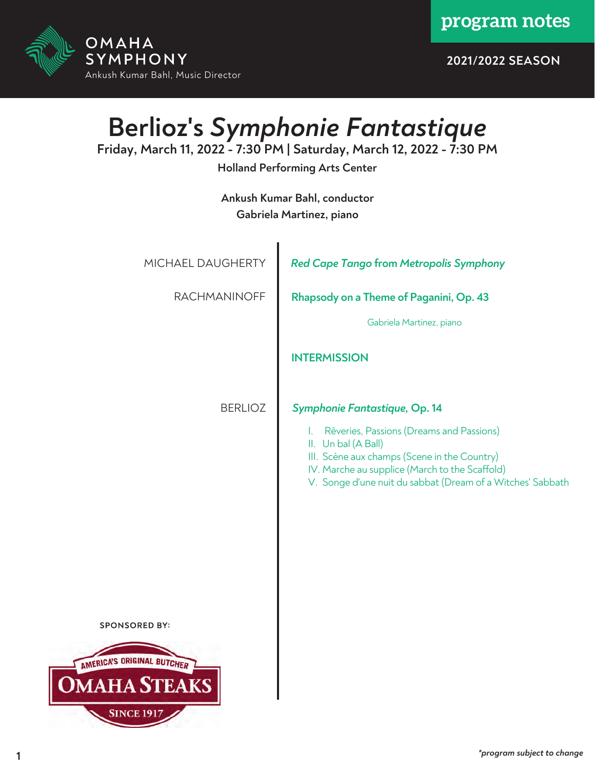OMAHA SYMPHONY
Ankush Kumar Bahl, Music Director

**program notes**

**2021/2022 SEASON**

# Berlioz's *Symphonie Fantastique*

**Friday, March 11, 2022 - 7:30 PM | Saturday, March 12, 2022 - 7:30 PM**

**Holland Performing Arts Center**

**Ankush Kumar Bahl, conductor**
**Gabriela Martinez, piano**

MICHAEL DAUGHERTY — ***Red Cape Tango* from *Metropolis Symphony***

RACHMANINOFF — **Rhapsody on a Theme of Paganini, Op. 43**

Gabriela Martinez, piano

**INTERMISSION**

BERLIOZ — ***Symphonie Fantastique,* Op. 14**

I. Rêveries, Passions (Dreams and Passions)
II. Un bal (A Ball)
III. Scène aux champs (Scene in the Country)
IV. Marche au supplice (March to the Scaffold)
V. Songe d'une nuit du sabbat (Dream of a Witches' Sabbath

SPONSORED BY:

AMERICA'S ORIGINAL BUTCHER
OMAHA STEAKS
SINCE 1917

*\*program subject to change*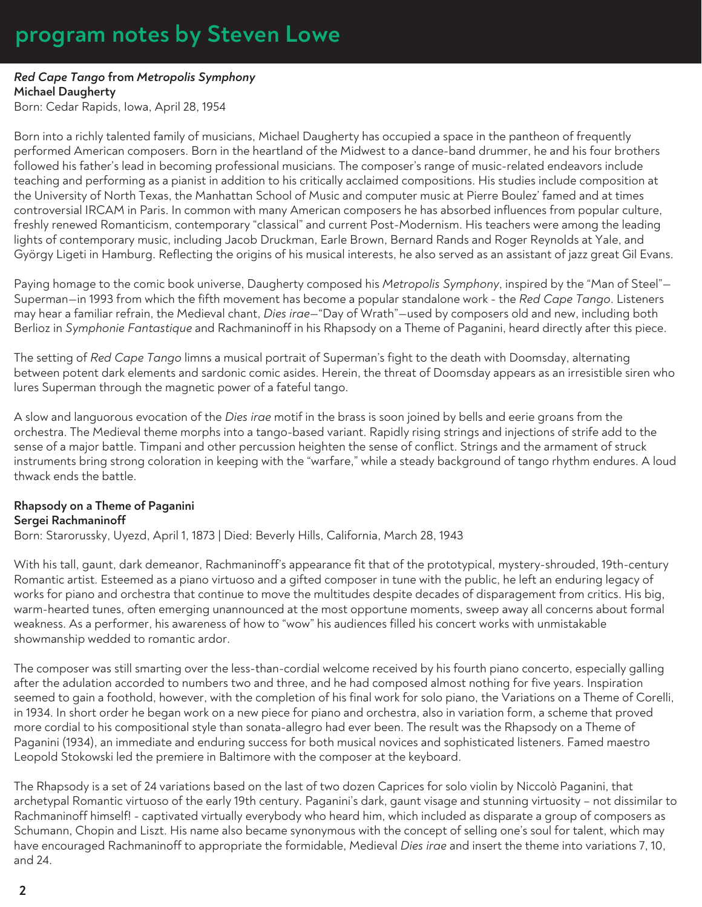# program notes by Steven Lowe

***Red Cape Tango*** **from** ***Metropolis Symphony***
**Michael Daugherty**
Born: Cedar Rapids, Iowa, April 28, 1954

Born into a richly talented family of musicians, Michael Daugherty has occupied a space in the pantheon of frequently performed American composers. Born in the heartland of the Midwest to a dance-band drummer, he and his four brothers followed his father's lead in becoming professional musicians. The composer's range of music-related endeavors include teaching and performing as a pianist in addition to his critically acclaimed compositions. His studies include composition at the University of North Texas, the Manhattan School of Music and computer music at Pierre Boulez' famed and at times controversial IRCAM in Paris. In common with many American composers he has absorbed influences from popular culture, freshly renewed Romanticism, contemporary "classical" and current Post-Modernism. His teachers were among the leading lights of contemporary music, including Jacob Druckman, Earle Brown, Bernard Rands and Roger Reynolds at Yale, and György Ligeti in Hamburg. Reflecting the origins of his musical interests, he also served as an assistant of jazz great Gil Evans.

Paying homage to the comic book universe, Daugherty composed his *Metropolis Symphony*, inspired by the "Man of Steel"—Superman—in 1993 from which the fifth movement has become a popular standalone work - the *Red Cape Tango*. Listeners may hear a familiar refrain, the Medieval chant, *Dies irae*—"Day of Wrath"—used by composers old and new, including both Berlioz in *Symphonie Fantastique* and Rachmaninoff in his Rhapsody on a Theme of Paganini, heard directly after this piece.

The setting of *Red Cape Tango* limns a musical portrait of Superman's fight to the death with Doomsday, alternating between potent dark elements and sardonic comic asides. Herein, the threat of Doomsday appears as an irresistible siren who lures Superman through the magnetic power of a fateful tango.

A slow and languorous evocation of the *Dies irae* motif in the brass is soon joined by bells and eerie groans from the orchestra. The Medieval theme morphs into a tango-based variant. Rapidly rising strings and injections of strife add to the sense of a major battle. Timpani and other percussion heighten the sense of conflict. Strings and the armament of struck instruments bring strong coloration in keeping with the "warfare," while a steady background of tango rhythm endures. A loud thwack ends the battle.

**Rhapsody on a Theme of Paganini**
**Sergei Rachmaninoff**
Born: Starorussky, Uyezd, April 1, 1873 | Died: Beverly Hills, California, March 28, 1943

With his tall, gaunt, dark demeanor, Rachmaninoff's appearance fit that of the prototypical, mystery-shrouded, 19th-century Romantic artist. Esteemed as a piano virtuoso and a gifted composer in tune with the public, he left an enduring legacy of works for piano and orchestra that continue to move the multitudes despite decades of disparagement from critics. His big, warm-hearted tunes, often emerging unannounced at the most opportune moments, sweep away all concerns about formal weakness. As a performer, his awareness of how to "wow" his audiences filled his concert works with unmistakable showmanship wedded to romantic ardor.

The composer was still smarting over the less-than-cordial welcome received by his fourth piano concerto, especially galling after the adulation accorded to numbers two and three, and he had composed almost nothing for five years. Inspiration seemed to gain a foothold, however, with the completion of his final work for solo piano, the Variations on a Theme of Corelli, in 1934. In short order he began work on a new piece for piano and orchestra, also in variation form, a scheme that proved more cordial to his compositional style than sonata-allegro had ever been. The result was the Rhapsody on a Theme of Paganini (1934), an immediate and enduring success for both musical novices and sophisticated listeners. Famed maestro Leopold Stokowski led the premiere in Baltimore with the composer at the keyboard.

The Rhapsody is a set of 24 variations based on the last of two dozen Caprices for solo violin by Niccolò Paganini, that archetypal Romantic virtuoso of the early 19th century. Paganini's dark, gaunt visage and stunning virtuosity – not dissimilar to Rachmaninoff himself! - captivated virtually everybody who heard him, which included as disparate a group of composers as Schumann, Chopin and Liszt. His name also became synonymous with the concept of selling one's soul for talent, which may have encouraged Rachmaninoff to appropriate the formidable, Medieval *Dies irae* and insert the theme into variations 7, 10, and 24.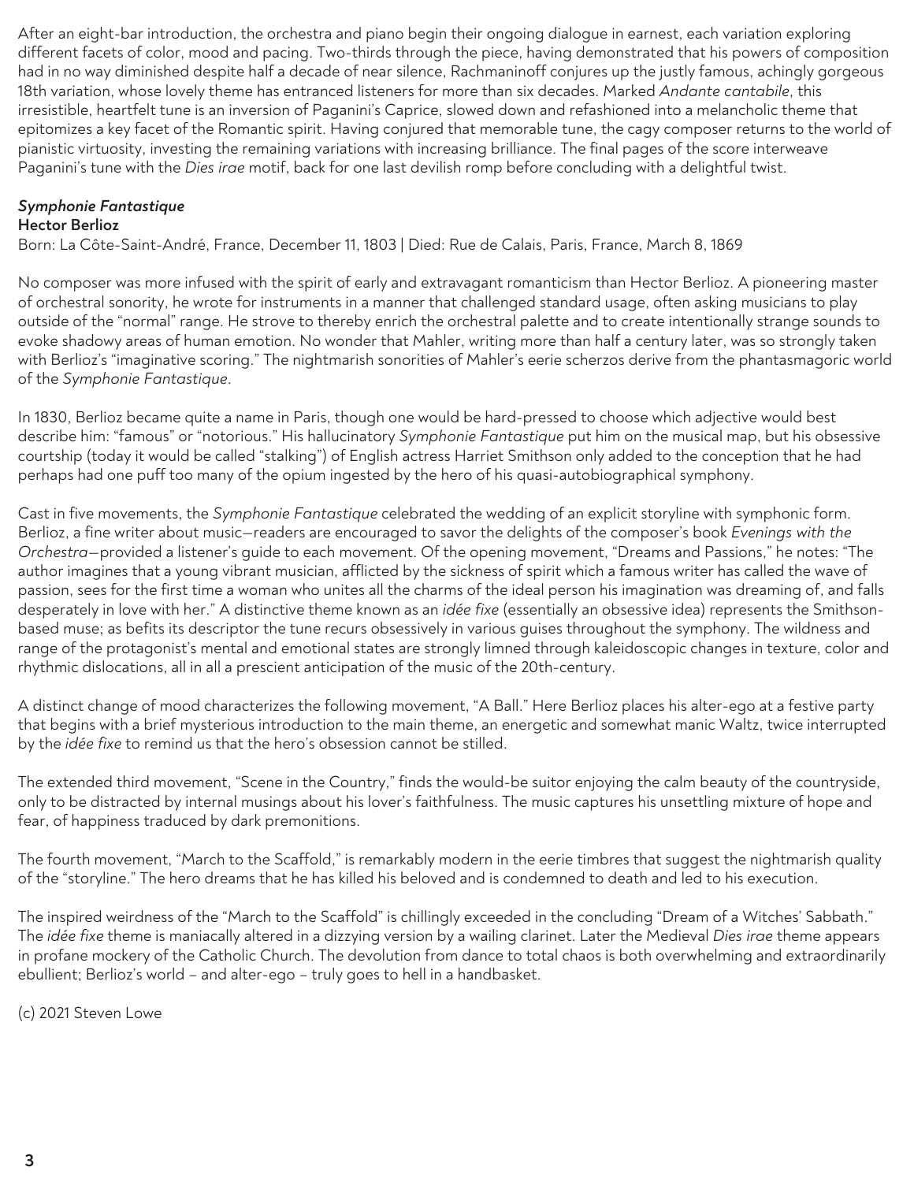After an eight-bar introduction, the orchestra and piano begin their ongoing dialogue in earnest, each variation exploring different facets of color, mood and pacing. Two-thirds through the piece, having demonstrated that his powers of composition had in no way diminished despite half a decade of near silence, Rachmaninoff conjures up the justly famous, achingly gorgeous 18th variation, whose lovely theme has entranced listeners for more than six decades. Marked *Andante cantabile*, this irresistible, heartfelt tune is an inversion of Paganini's Caprice, slowed down and refashioned into a melancholic theme that epitomizes a key facet of the Romantic spirit. Having conjured that memorable tune, the cagy composer returns to the world of pianistic virtuosity, investing the remaining variations with increasing brilliance. The final pages of the score interweave Paganini's tune with the *Dies irae* motif, back for one last devilish romp before concluding with a delightful twist.

***Symphonie Fantastique***
**Hector Berlioz**
Born: La Côte-Saint-André, France, December 11, 1803 | Died: Rue de Calais, Paris, France, March 8, 1869

No composer was more infused with the spirit of early and extravagant romanticism than Hector Berlioz. A pioneering master of orchestral sonority, he wrote for instruments in a manner that challenged standard usage, often asking musicians to play outside of the "normal" range. He strove to thereby enrich the orchestral palette and to create intentionally strange sounds to evoke shadowy areas of human emotion. No wonder that Mahler, writing more than half a century later, was so strongly taken with Berlioz's "imaginative scoring." The nightmarish sonorities of Mahler's eerie scherzos derive from the phantasmagoric world of the *Symphonie Fantastique*.

In 1830, Berlioz became quite a name in Paris, though one would be hard-pressed to choose which adjective would best describe him: "famous" or "notorious." His hallucinatory *Symphonie Fantastique* put him on the musical map, but his obsessive courtship (today it would be called "stalking") of English actress Harriet Smithson only added to the conception that he had perhaps had one puff too many of the opium ingested by the hero of his quasi-autobiographical symphony.

Cast in five movements, the *Symphonie Fantastique* celebrated the wedding of an explicit storyline with symphonic form. Berlioz, a fine writer about music—readers are encouraged to savor the delights of the composer's book *Evenings with the Orchestra*—provided a listener's guide to each movement. Of the opening movement, "Dreams and Passions," he notes: "The author imagines that a young vibrant musician, afflicted by the sickness of spirit which a famous writer has called the wave of passion, sees for the first time a woman who unites all the charms of the ideal person his imagination was dreaming of, and falls desperately in love with her." A distinctive theme known as an *idée fixe* (essentially an obsessive idea) represents the Smithson-based muse; as befits its descriptor the tune recurs obsessively in various guises throughout the symphony. The wildness and range of the protagonist's mental and emotional states are strongly limned through kaleidoscopic changes in texture, color and rhythmic dislocations, all in all a prescient anticipation of the music of the 20th-century.

A distinct change of mood characterizes the following movement, "A Ball." Here Berlioz places his alter-ego at a festive party that begins with a brief mysterious introduction to the main theme, an energetic and somewhat manic Waltz, twice interrupted by the *idée fixe* to remind us that the hero's obsession cannot be stilled.

The extended third movement, "Scene in the Country," finds the would-be suitor enjoying the calm beauty of the countryside, only to be distracted by internal musings about his lover's faithfulness. The music captures his unsettling mixture of hope and fear, of happiness traduced by dark premonitions.

The fourth movement, "March to the Scaffold," is remarkably modern in the eerie timbres that suggest the nightmarish quality of the "storyline." The hero dreams that he has killed his beloved and is condemned to death and led to his execution.

The inspired weirdness of the "March to the Scaffold" is chillingly exceeded in the concluding "Dream of a Witches' Sabbath." The *idée fixe* theme is maniacally altered in a dizzying version by a wailing clarinet. Later the Medieval *Dies irae* theme appears in profane mockery of the Catholic Church. The devolution from dance to total chaos is both overwhelming and extraordinarily ebullient; Berlioz's world – and alter-ego – truly goes to hell in a handbasket.

(c) 2021 Steven Lowe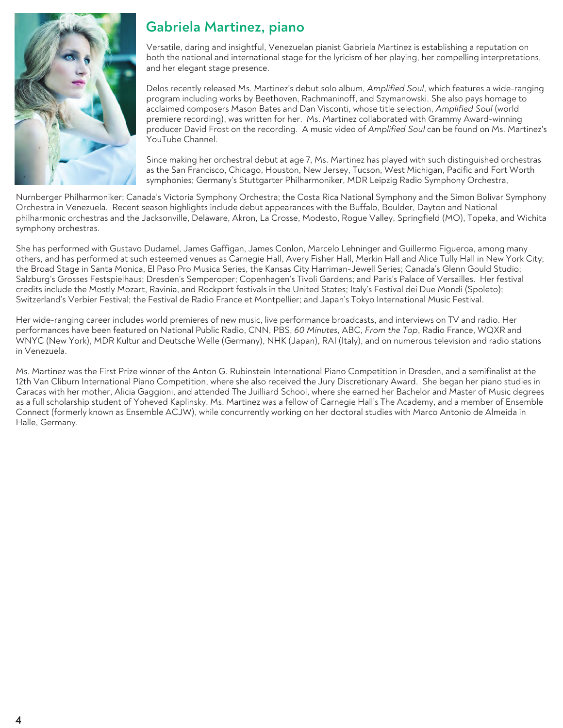## Gabriela Martinez, piano

Versatile, daring and insightful, Venezuelan pianist Gabriela Martinez is establishing a reputation on both the national and international stage for the lyricism of her playing, her compelling interpretations, and her elegant stage presence.

Delos recently released Ms. Martinez's debut solo album, *Amplified Soul*, which features a wide-ranging program including works by Beethoven, Rachmaninoff, and Szymanowski. She also pays homage to acclaimed composers Mason Bates and Dan Visconti, whose title selection, *Amplified Soul* (world premiere recording), was written for her. Ms. Martinez collaborated with Grammy Award-winning producer David Frost on the recording. A music video of *Amplified Soul* can be found on Ms. Martinez's YouTube Channel.

Since making her orchestral debut at age 7, Ms. Martinez has played with such distinguished orchestras as the San Francisco, Chicago, Houston, New Jersey, Tucson, West Michigan, Pacific and Fort Worth symphonies; Germany's Stuttgarter Philharmoniker, MDR Leipzig Radio Symphony Orchestra, Nurnberger Philharmoniker; Canada's Victoria Symphony Orchestra; the Costa Rica National Symphony and the Simon Bolivar Symphony Orchestra in Venezuela. Recent season highlights include debut appearances with the Buffalo, Boulder, Dayton and National philharmonic orchestras and the Jacksonville, Delaware, Akron, La Crosse, Modesto, Rogue Valley, Springfield (MO), Topeka, and Wichita symphony orchestras.

She has performed with Gustavo Dudamel, James Gaffigan, James Conlon, Marcelo Lehninger and Guillermo Figueroa, among many others, and has performed at such esteemed venues as Carnegie Hall, Avery Fisher Hall, Merkin Hall and Alice Tully Hall in New York City; the Broad Stage in Santa Monica, El Paso Pro Musica Series, the Kansas City Harriman-Jewell Series; Canada's Glenn Gould Studio; Salzburg's Grosses Festspielhaus; Dresden's Semperoper; Copenhagen's Tivoli Gardens; and Paris's Palace of Versailles. Her festival credits include the Mostly Mozart, Ravinia, and Rockport festivals in the United States; Italy's Festival dei Due Mondi (Spoleto); Switzerland's Verbier Festival; the Festival de Radio France et Montpellier; and Japan's Tokyo International Music Festival.

Her wide-ranging career includes world premieres of new music, live performance broadcasts, and interviews on TV and radio. Her performances have been featured on National Public Radio, CNN, PBS, *60 Minutes*, ABC, *From the Top*, Radio France, WQXR and WNYC (New York), MDR Kultur and Deutsche Welle (Germany), NHK (Japan), RAI (Italy), and on numerous television and radio stations in Venezuela.

Ms. Martinez was the First Prize winner of the Anton G. Rubinstein International Piano Competition in Dresden, and a semifinalist at the 12th Van Cliburn International Piano Competition, where she also received the Jury Discretionary Award. She began her piano studies in Caracas with her mother, Alicia Gaggioni, and attended The Juilliard School, where she earned her Bachelor and Master of Music degrees as a full scholarship student of Yoheved Kaplinsky. Ms. Martinez was a fellow of Carnegie Hall's The Academy, and a member of Ensemble Connect (formerly known as Ensemble ACJW), while concurrently working on her doctoral studies with Marco Antonio de Almeida in Halle, Germany.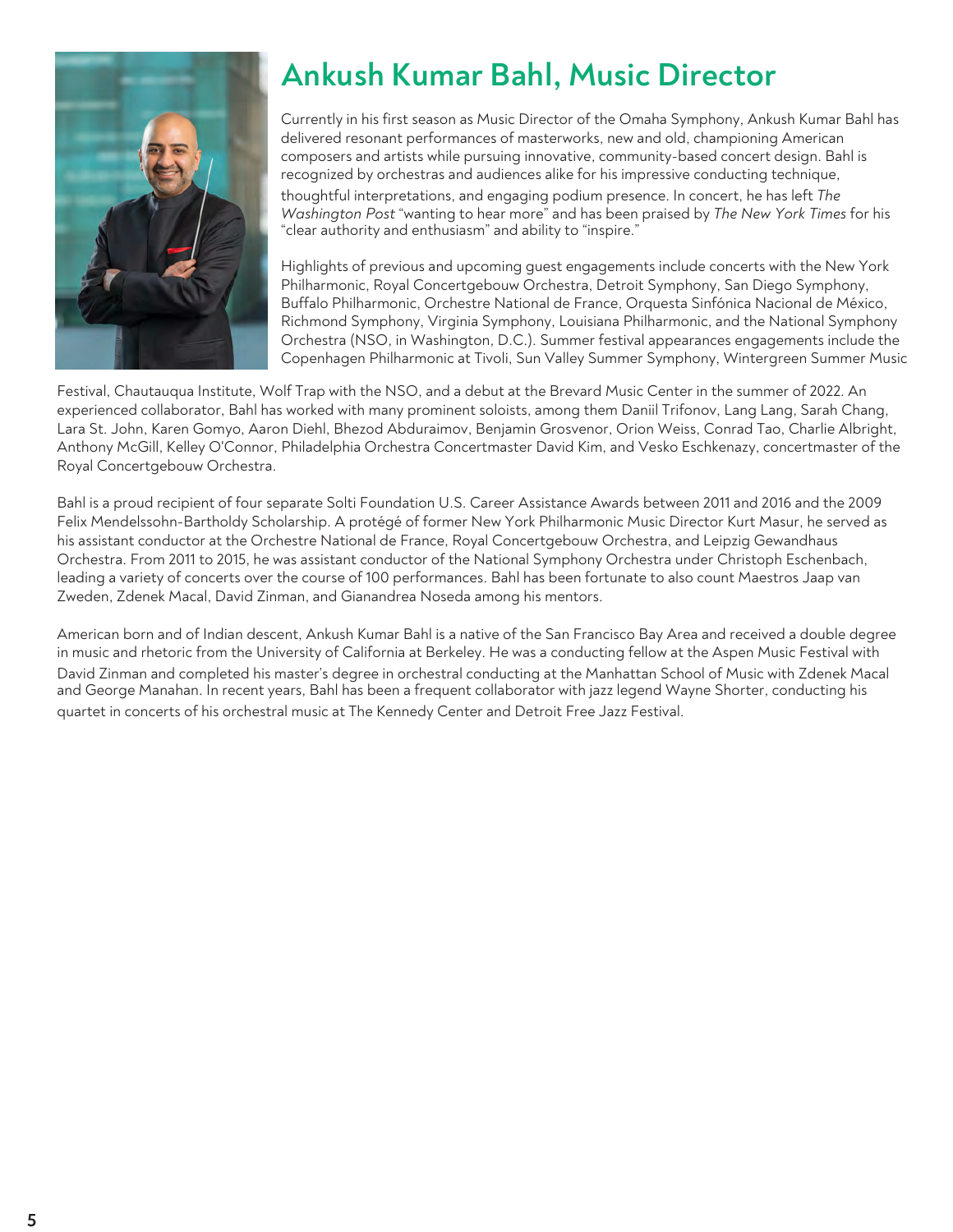# Ankush Kumar Bahl, Music Director

Currently in his first season as Music Director of the Omaha Symphony, Ankush Kumar Bahl has delivered resonant performances of masterworks, new and old, championing American composers and artists while pursuing innovative, community-based concert design. Bahl is recognized by orchestras and audiences alike for his impressive conducting technique, thoughtful interpretations, and engaging podium presence. In concert, he has left *The Washington Post* "wanting to hear more" and has been praised by *The New York Times* for his "clear authority and enthusiasm" and ability to "inspire."

Highlights of previous and upcoming guest engagements include concerts with the New York Philharmonic, Royal Concertgebouw Orchestra, Detroit Symphony, San Diego Symphony, Buffalo Philharmonic, Orchestre National de France, Orquesta Sinfónica Nacional de México, Richmond Symphony, Virginia Symphony, Louisiana Philharmonic, and the National Symphony Orchestra (NSO, in Washington, D.C.). Summer festival appearances engagements include the Copenhagen Philharmonic at Tivoli, Sun Valley Summer Symphony, Wintergreen Summer Music Festival, Chautauqua Institute, Wolf Trap with the NSO, and a debut at the Brevard Music Center in the summer of 2022. An experienced collaborator, Bahl has worked with many prominent soloists, among them Daniil Trifonov, Lang Lang, Sarah Chang, Lara St. John, Karen Gomyo, Aaron Diehl, Bhezod Abduraimov, Benjamin Grosvenor, Orion Weiss, Conrad Tao, Charlie Albright, Anthony McGill, Kelley O'Connor, Philadelphia Orchestra Concertmaster David Kim, and Vesko Eschkenazy, concertmaster of the Royal Concertgebouw Orchestra.

Bahl is a proud recipient of four separate Solti Foundation U.S. Career Assistance Awards between 2011 and 2016 and the 2009 Felix Mendelssohn-Bartholdy Scholarship. A protégé of former New York Philharmonic Music Director Kurt Masur, he served as his assistant conductor at the Orchestre National de France, Royal Concertgebouw Orchestra, and Leipzig Gewandhaus Orchestra. From 2011 to 2015, he was assistant conductor of the National Symphony Orchestra under Christoph Eschenbach, leading a variety of concerts over the course of 100 performances. Bahl has been fortunate to also count Maestros Jaap van Zweden, Zdenek Macal, David Zinman, and Gianandrea Noseda among his mentors.

American born and of Indian descent, Ankush Kumar Bahl is a native of the San Francisco Bay Area and received a double degree in music and rhetoric from the University of California at Berkeley. He was a conducting fellow at the Aspen Music Festival with David Zinman and completed his master's degree in orchestral conducting at the Manhattan School of Music with Zdenek Macal and George Manahan. In recent years, Bahl has been a frequent collaborator with jazz legend Wayne Shorter, conducting his quartet in concerts of his orchestral music at The Kennedy Center and Detroit Free Jazz Festival.